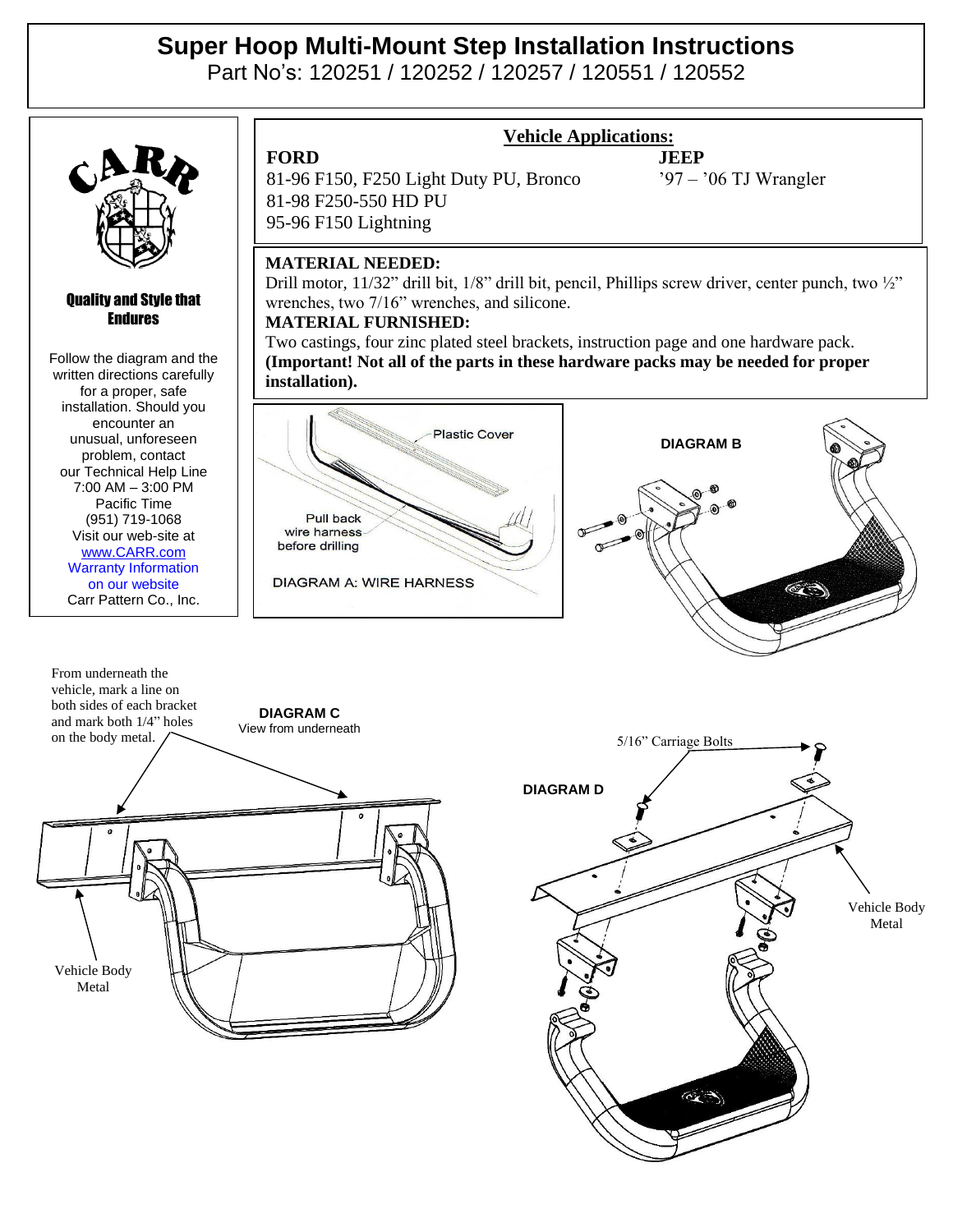# Super Hoop Multi-Mount Step Installation Instructions

Part No's: 120251 / 120252 / 120257 / 120551 / 120552

CARR

**Quality and Style that Endures**

Follow the diagram and the written directions carefully for a proper, safe installation. Should you encounter an unusual, unforeseen problem, contact our Technical Help Line 7:00 AM – 3:00 PM Pacific Time (951) 719-1068 Visit our web-site at www.CARR.com Warranty Information on our website Carr Pattern Co., Inc.

## Vehicle Applications:

**FORD**
81-96 F150, F250 Light Duty PU, Bronco
81-98 F250-550 HD PU
95-96 F150 Lightning

**JEEP**
'97 – '06 TJ Wrangler

**MATERIAL NEEDED:**
Drill motor, 11/32" drill bit, 1/8" drill bit, pencil, Phillips screw driver, center punch, two ½" wrenches, two 7/16" wrenches, and silicone.

**MATERIAL FURNISHED:**
Two castings, four zinc plated steel brackets, instruction page and one hardware pack. **(Important! Not all of the parts in these hardware packs may be needed for proper installation).**

Plastic Cover

Pull back wire harness before drilling

DIAGRAM A: WIRE HARNESS

DIAGRAM B

From underneath the vehicle, mark a line on both sides of each bracket and mark both 1/4" holes on the body metal.

DIAGRAM C
View from underneath

Vehicle Body Metal

DIAGRAM D

5/16" Carriage Bolts

Vehicle Body Metal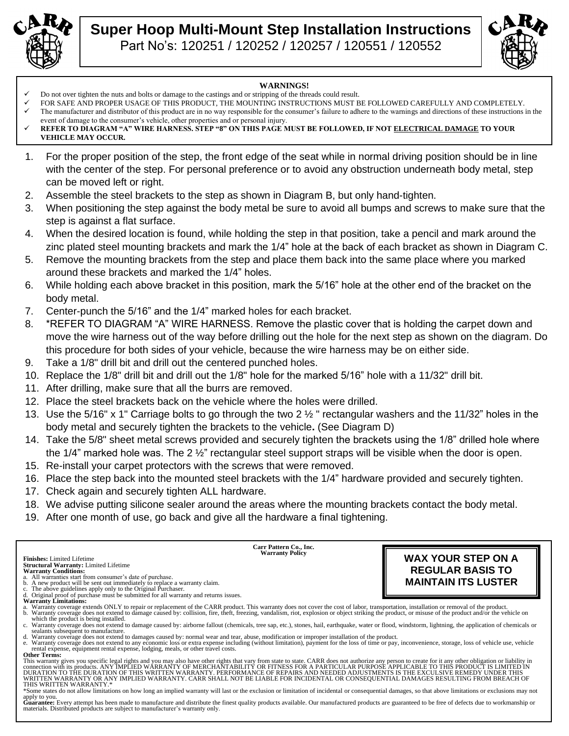# Super Hoop Multi-Mount Step Installation Instructions

Part No's: 120251 / 120252 / 120257 / 120551 / 120552

**WARNINGS!**

- ✓ Do not over tighten the nuts and bolts or damage to the castings and or stripping of the threads could result.
- ✓ FOR SAFE AND PROPER USAGE OF THIS PRODUCT, THE MOUNTING INSTRUCTIONS MUST BE FOLLOWED CAREFULLY AND COMPLETELY.
- ✓ The manufacturer and distributor of this product are in no way responsible for the consumer's failure to adhere to the warnings and directions of these instructions in the event of damage to the consumer's vehicle, other properties and or personal injury.
- ✓ **REFER TO DIAGRAM "A" WIRE HARNESS. STEP "8" ON THIS PAGE MUST BE FOLLOWED, IF NOT ELECTRICAL DAMAGE TO YOUR VEHICLE MAY OCCUR.**

1. For the proper position of the step, the front edge of the seat while in normal driving position should be in line with the center of the step. For personal preference or to avoid any obstruction underneath body metal, step can be moved left or right.
2. Assemble the steel brackets to the step as shown in Diagram B, but only hand-tighten.
3. When positioning the step against the body metal be sure to avoid all bumps and screws to make sure that the step is against a flat surface.
4. When the desired location is found, while holding the step in that position, take a pencil and mark around the zinc plated steel mounting brackets and mark the 1/4" hole at the back of each bracket as shown in Diagram C.
5. Remove the mounting brackets from the step and place them back into the same place where you marked around these brackets and marked the 1/4" holes.
6. While holding each above bracket in this position, mark the 5/16" hole at the other end of the bracket on the body metal.
7. Center-punch the 5/16" and the 1/4" marked holes for each bracket.
8. *REFER TO DIAGRAM "A" WIRE HARNESS. Remove the plastic cover that is holding the carpet down and move the wire harness out of the way before drilling out the hole for the next step as shown on the diagram. Do this procedure for both sides of your vehicle, because the wire harness may be on either side.
9. Take a 1/8" drill bit and drill out the centered punched holes.
10. Replace the 1/8" drill bit and drill out the 1/8" hole for the marked 5/16" hole with a 11/32" drill bit.
11. After drilling, make sure that all the burrs are removed.
12. Place the steel brackets back on the vehicle where the holes were drilled.
13. Use the 5/16" x 1" Carriage bolts to go through the two 2 ½ " rectangular washers and the 11/32" holes in the body metal and securely tighten the brackets to the vehicle. (See Diagram D)
14. Take the 5/8" sheet metal screws provided and securely tighten the brackets using the 1/8" drilled hole where the 1/4" marked hole was. The 2 ½" rectangular steel support straps will be visible when the door is open.
15. Re-install your carpet protectors with the screws that were removed.
16. Place the step back into the mounted steel brackets with the 1/4" hardware provided and securely tighten.
17. Check again and securely tighten ALL hardware.
18. We advise putting silicone sealer around the areas where the mounting brackets contact the body metal.
19. After one month of use, go back and give all the hardware a final tightening.

**WAX YOUR STEP ON A REGULAR BASIS TO MAINTAIN ITS LUSTER**

**Carr Pattern Co., Inc.**
**Warranty Policy**

**Finishes:** Limited Lifetime
**Structural Warranty:** Limited Lifetime
**Warranty Conditions:**
a. All warranties start from consumer's date of purchase.
b. A new product will be sent out immediately to replace a warranty claim.
c. The above guidelines apply only to the Original Purchaser.
d. Original proof of purchase must be submitted for all warranty and returns issues.

**Warranty Limitations:**
a. Warranty coverage extends ONLY to repair or replacement of the CARR product. This warranty does not cover the cost of labor, transportation, installation or removal of the product.
b. Warranty coverage does not extend to damage caused by: collision, fire, theft, freezing, vandalism, riot, explosion or object striking the product, or misuse of the product and/or the vehicle on which the product is being installed.
c. Warranty coverage does not extend to damage caused by: airborne fallout (chemicals, tree sap, etc.), stones, hail, earthquake, water or flood, windstorm, lightning, the application of chemicals or sealants subsequent to manufacture.
d. Warranty coverage does not extend to damages caused by: normal wear and tear, abuse, modification or improper installation of the product.
e. Warranty coverage does not extend to any economic loss or extra expense including (without limitation), payment for the loss of time or pay, inconvenience, storage, loss of vehicle use, vehicle rental expense, equipment rental expense, lodging, meals, or other travel costs.

**Other Terms:**
This warranty gives you specific legal rights and you may also have other rights that vary from state to state. CARR does not authorize any person to create for it any other obligation or liability in connection with its products. ANY IMPLIED WARRANTY OF MERCHANTABILITY OR FITNESS FOR A PARTICULAR PURPOSE APPLICABLE TO THIS PRODUCT IS LIMITED IN DURATION TO THE DURATION OF THIS WRITTEN WARRANTY. PERFORMANCE OF REPAIRS AND NEEDED ADJUSTMENTS IS THE EXCULSIVE REMEDY UNDER THIS WRITTEN WARRANTY OR ANY IMPLIED WARRANTY. CARR SHALL NOT BE LIABLE FOR INCIDENTAL OR CONSEQUENTIAL DAMAGES RESULTING FROM BREACH OF THIS WRITTEN WARRANTY.*
*Some states do not allow limitations on how long an implied warranty will last or the exclusion or limitation of incidental or consequential damages, so that above limitations or exclusions may not apply to you.
**Guarantee:** Every attempt has been made to manufacture and distribute the finest quality products available. Our manufactured products are guaranteed to be free of defects due to workmanship or materials. Distributed products are subject to manufacturer's warranty only.